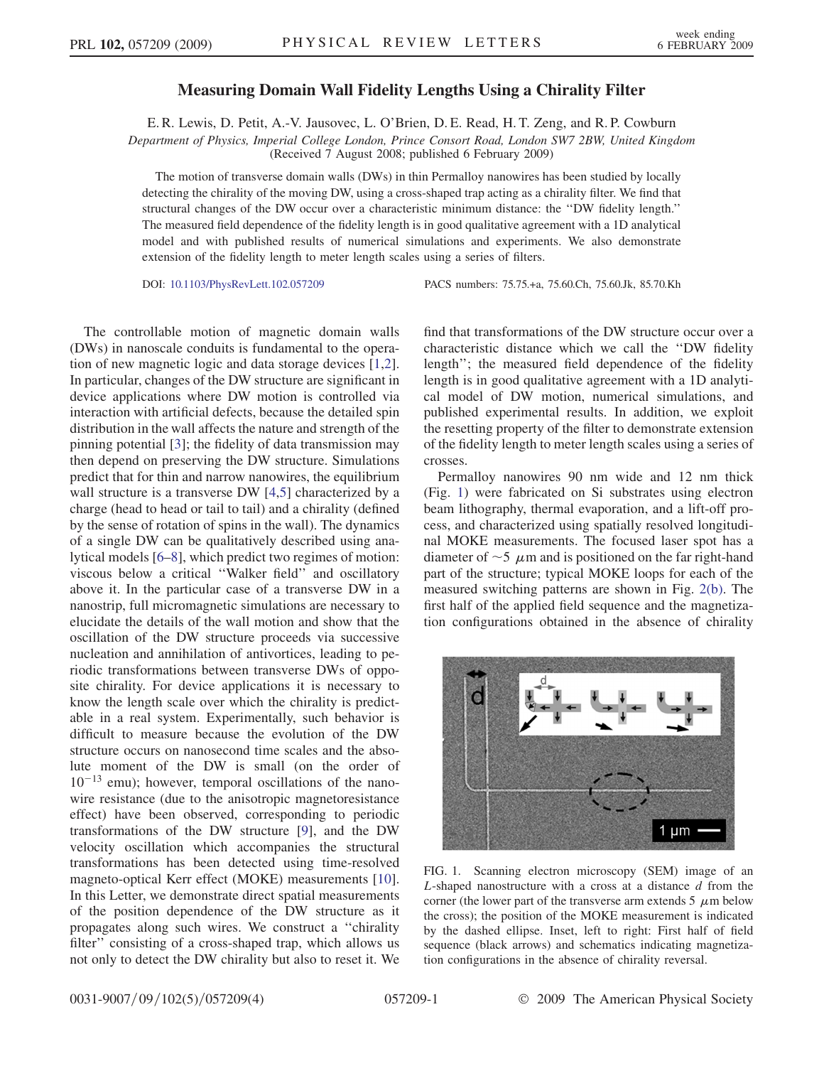# Measuring Domain Wall Fidelity Lengths Using a Chirality Filter

E. R. Lewis, D. Petit, A.-V. Jausovec, L. O'Brien, D. E. Read, H. T. Zeng, and R. P. Cowburn

*Department of Physics, Imperial College London, Prince Consort Road, London SW7 2BW, United Kingdom*

(Received 7 August 2008; published 6 February 2009)

The motion of transverse domain walls (DWs) in thin Permalloy nanowires has been studied by locally detecting the chirality of the moving DW, using a cross-shaped trap acting as a chirality filter. We find that structural changes of the DW occur over a characteristic minimum distance: the "DW fidelity length." The measured field dependence of the fidelity length is in good qualitative agreement with a 1D analytical model and with published results of numerical simulations and experiments. We also demonstrate extension of the fidelity length to meter length scales using a series of filters.

DOI: 10.1103/PhysRevLett.102.057209 PACS numbers: 75.75.+a, 75.60.Ch, 75.60.Jk, 85.70.Kh

The controllable motion of magnetic domain walls (DWs) in nanoscale conduits is fundamental to the operation of new magnetic logic and data storage devices [1,2]. In particular, changes of the DW structure are significant in device applications where DW motion is controlled via interaction with artificial defects, because the detailed spin distribution in the wall affects the nature and strength of the pinning potential [3]; the fidelity of data transmission may then depend on preserving the DW structure. Simulations predict that for thin and narrow nanowires, the equilibrium wall structure is a transverse DW [4,5] characterized by a charge (head to head or tail to tail) and a chirality (defined by the sense of rotation of spins in the wall). The dynamics of a single DW can be qualitatively described using analytical models [6–8], which predict two regimes of motion: viscous below a critical "Walker field" and oscillatory above it. In the particular case of a transverse DW in a nanostrip, full micromagnetic simulations are necessary to elucidate the details of the wall motion and show that the oscillation of the DW structure proceeds via successive nucleation and annihilation of antivortices, leading to periodic transformations between transverse DWs of opposite chirality. For device applications it is necessary to know the length scale over which the chirality is predictable in a real system. Experimentally, such behavior is difficult to measure because the evolution of the DW structure occurs on nanosecond time scales and the absolute moment of the DW is small (on the order of $10^{-13}$ emu); however, temporal oscillations of the nanowire resistance (due to the anisotropic magnetoresistance effect) have been observed, corresponding to periodic transformations of the DW structure [9], and the DW velocity oscillation which accompanies the structural transformations has been detected using time-resolved magneto-optical Kerr effect (MOKE) measurements [10]. In this Letter, we demonstrate direct spatial measurements of the position dependence of the DW structure as it propagates along such wires. We construct a "chirality filter" consisting of a cross-shaped trap, which allows us not only to detect the DW chirality but also to reset it. We find that transformations of the DW structure occur over a characteristic distance which we call the "DW fidelity length"; the measured field dependence of the fidelity length is in good qualitative agreement with a 1D analytical model of DW motion, numerical simulations, and published experimental results. In addition, we exploit the resetting property of the filter to demonstrate extension of the fidelity length to meter length scales using a series of crosses.

Permalloy nanowires 90 nm wide and 12 nm thick (Fig. 1) were fabricated on Si substrates using electron beam lithography, thermal evaporation, and a lift-off process, and characterized using spatially resolved longitudinal MOKE measurements. The focused laser spot has a diameter of ~5 μm and is positioned on the far right-hand part of the structure; typical MOKE loops for each of the measured switching patterns are shown in Fig. 2(b). The first half of the applied field sequence and the magnetization configurations obtained in the absence of chirality

d

d

1 μm

FIG. 1. Scanning electron microscopy (SEM) image of an *L*-shaped nanostructure with a cross at a distance *d* from the corner (the lower part of the transverse arm extends 5 μm below the cross); the position of the MOKE measurement is indicated by the dashed ellipse. Inset, left to right: First half of field sequence (black arrows) and schematics indicating magnetization configurations in the absence of chirality reversal.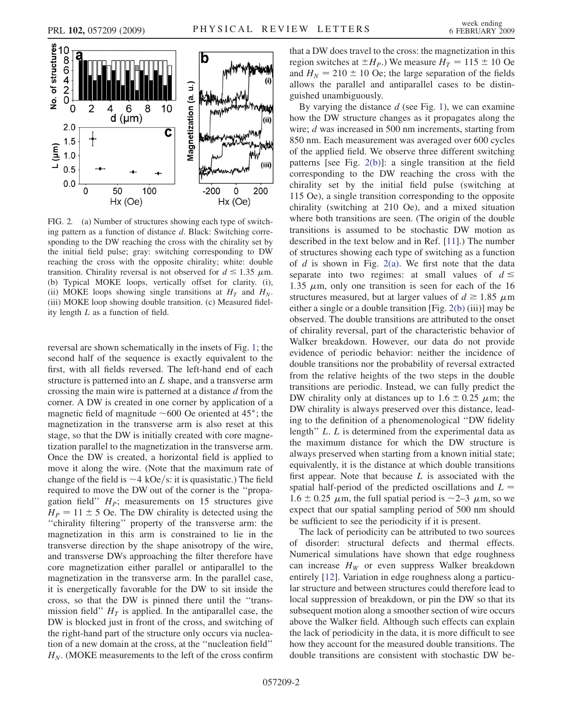No. of structures
a
10
8
6
4
2
0
0 2 4 6 8 10
d (μm)

b
(i)
(ii)
(iii)
Magnetization (a. u.)
-200 0 200
Hx (Oe)

c
L (μm)
2.0
1.5
1.0
0.5
0.0
0 50 100
Hx (Oe)

FIG. 2. (a) Number of structures showing each type of switching pattern as a function of distance $d$. Black: Switching corresponding to the DW reaching the cross with the chirality set by the initial field pulse; gray: switching corresponding to DW reaching the cross with the opposite chirality; white: double transition. Chirality reversal is not observed for $d \leq 1.35$ μm. (b) Typical MOKE loops, vertically offset for clarity. (i), (ii) MOKE loops showing single transitions at $H_T$ and $H_N$. (iii) MOKE loop showing double transition. (c) Measured fidelity length $L$ as a function of field.

reversal are shown schematically in the insets of Fig. 1; the second half of the sequence is exactly equivalent to the first, with all fields reversed. The left-hand end of each structure is patterned into an $L$ shape, and a transverse arm crossing the main wire is patterned at a distance $d$ from the corner. A DW is created in one corner by application of a magnetic field of magnitude ~600 Oe oriented at 45°; the magnetization in the transverse arm is also reset at this stage, so that the DW is initially created with core magnetization parallel to the magnetization in the transverse arm. Once the DW is created, a horizontal field is applied to move it along the wire. (Note that the maximum rate of change of the field is ~4 kOe/s: it is quasistatic.) The field required to move the DW out of the corner is the "propagation field" $H_P$; measurements on 15 structures give $H_P = 11 \pm 5$ Oe. The DW chirality is detected using the "chirality filtering" property of the transverse arm: the magnetization in this arm is constrained to lie in the transverse direction by the shape anisotropy of the wire, and transverse DWs approaching the filter therefore have core magnetization either parallel or antiparallel to the magnetization in the transverse arm. In the parallel case, it is energetically favorable for the DW to sit inside the cross, so that the DW is pinned there until the "transmission field" $H_T$ is applied. In the antiparallel case, the DW is blocked just in front of the cross, and switching of the right-hand part of the structure only occurs via nucleation of a new domain at the cross, at the "nucleation field" $H_N$. (MOKE measurements to the left of the cross confirm that a DW does travel to the cross: the magnetization in this region switches at $\pm H_P$.) We measure $H_T = 115 \pm 10$ Oe and $H_N = 210 \pm 10$ Oe; the large separation of the fields allows the parallel and antiparallel cases to be distinguished unambiguously.

By varying the distance $d$ (see Fig. 1), we can examine how the DW structure changes as it propagates along the wire; $d$ was increased in 500 nm increments, starting from 850 nm. Each measurement was averaged over 600 cycles of the applied field. We observe three different switching patterns [see Fig. 2(b)]: a single transition at the field corresponding to the DW reaching the cross with the chirality set by the initial field pulse (switching at 115 Oe), a single transition corresponding to the opposite chirality (switching at 210 Oe), and a mixed situation where both transitions are seen. (The origin of the double transitions is assumed to be stochastic DW motion as described in the text below and in Ref. [11].) The number of structures showing each type of switching as a function of $d$ is shown in Fig. 2(a). We first note that the data separate into two regimes: at small values of $d \leq 1.35$ μm, only one transition is seen for each of the 16 structures measured, but at larger values of $d \geq 1.85$ μm either a single or a double transition [Fig. 2(b) (iii)] may be observed. The double transitions are attributed to the onset of chirality reversal, part of the characteristic behavior of Walker breakdown. However, our data do not provide evidence of periodic behavior: neither the incidence of double transitions nor the probability of reversal extracted from the relative heights of the two steps in the double transitions are periodic. Instead, we can fully predict the DW chirality only at distances up to $1.6 \pm 0.25$ μm; the DW chirality is always preserved over this distance, leading to the definition of a phenomenological "DW fidelity length" $L$. $L$ is determined from the experimental data as the maximum distance for which the DW structure is always preserved when starting from a known initial state; equivalently, it is the distance at which double transitions first appear. Note that because $L$ is associated with the spatial half-period of the predicted oscillations and $L = 1.6 \pm 0.25$ μm, the full spatial period is ~2–3 μm, so we expect that our spatial sampling period of 500 nm should be sufficient to see the periodicity if it is present.

The lack of periodicity can be attributed to two sources of disorder: structural defects and thermal effects. Numerical simulations have shown that edge roughness can increase $H_W$ or even suppress Walker breakdown entirely [12]. Variation in edge roughness along a particular structure and between structures could therefore lead to local suppression of breakdown, or pin the DW so that its subsequent motion along a smoother section of wire occurs above the Walker field. Although such effects can explain the lack of periodicity in the data, it is more difficult to see how they account for the measured double transitions. The double transitions are consistent with stochastic DW be-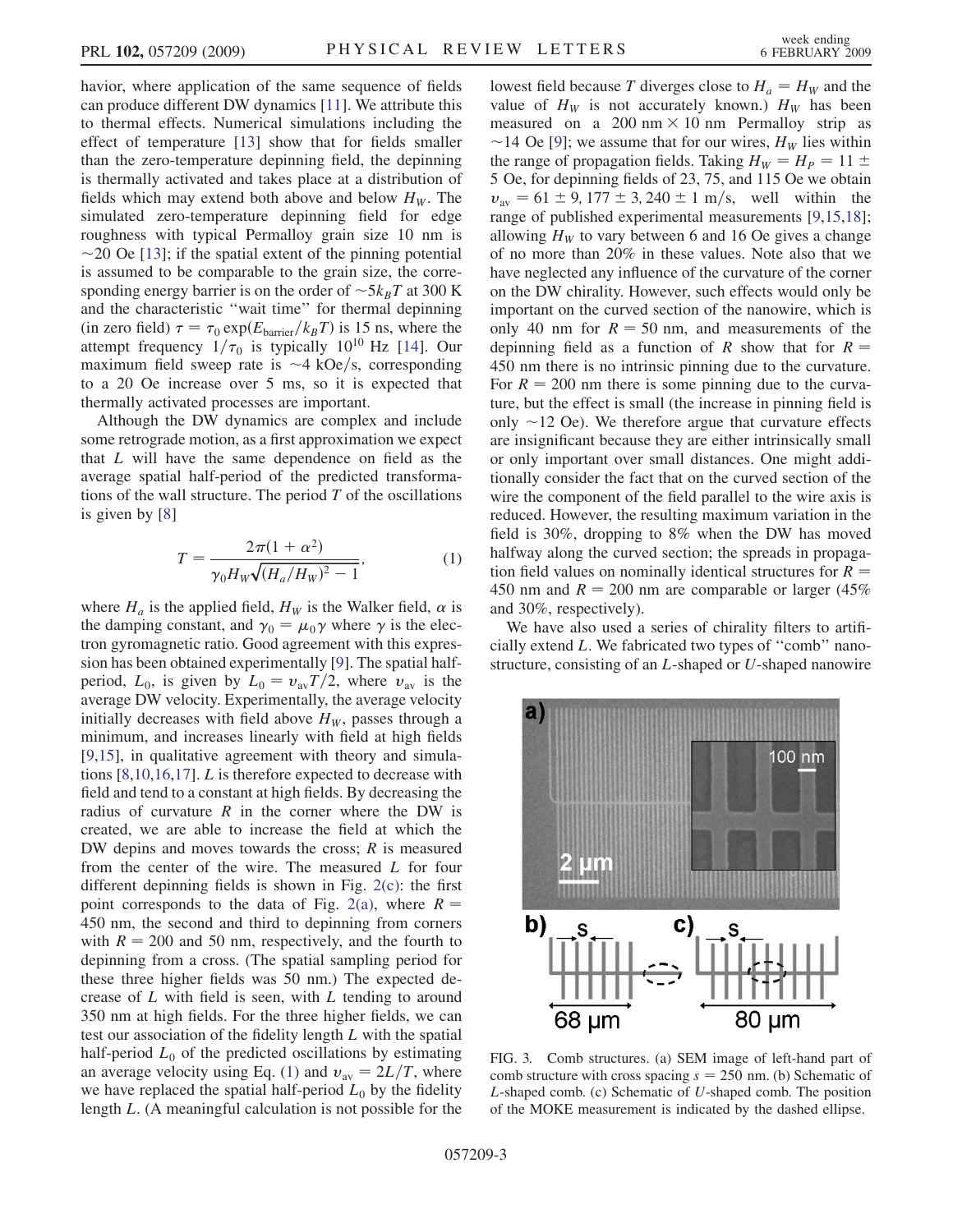havior, where application of the same sequence of fields can produce different DW dynamics [11]. We attribute this to thermal effects. Numerical simulations including the effect of temperature [13] show that for fields smaller than the zero-temperature depinning field, the depinning is thermally activated and takes place at a distribution of fields which may extend both above and below $H_W$. The simulated zero-temperature depinning field for edge roughness with typical Permalloy grain size 10 nm is ~20 Oe [13]; if the spatial extent of the pinning potential is assumed to be comparable to the grain size, the corresponding energy barrier is on the order of $\sim 5k_BT$ at 300 K and the characteristic "wait time" for thermal depinning (in zero field) $\tau = \tau_0 \exp(E_{\text{barrier}}/k_BT)$ is 15 ns, where the attempt frequency $1/\tau_0$ is typically $10^{10}$ Hz [14]. Our maximum field sweep rate is ~4 kOe/s, corresponding to a 20 Oe increase over 5 ms, so it is expected that thermally activated processes are important.

Although the DW dynamics are complex and include some retrograde motion, as a first approximation we expect that $L$ will have the same dependence on field as the average spatial half-period of the predicted transformations of the wall structure. The period $T$ of the oscillations is given by [8]

$$T = \frac{2\pi(1+\alpha^2)}{\gamma_0 H_W \sqrt{(H_a/H_W)^2 - 1}}, \tag{1}$$

where $H_a$ is the applied field, $H_W$ is the Walker field, $\alpha$ is the damping constant, and $\gamma_0 = \mu_0 \gamma$ where $\gamma$ is the electron gyromagnetic ratio. Good agreement with this expression has been obtained experimentally [9]. The spatial half-period, $L_0$, is given by $L_0 = v_{\text{av}}T/2$, where $v_{\text{av}}$ is the average DW velocity. Experimentally, the average velocity initially decreases with field above $H_W$, passes through a minimum, and increases linearly with field at high fields [9,15], in qualitative agreement with theory and simulations [8,10,16,17]. $L$ is therefore expected to decrease with field and tend to a constant at high fields. By decreasing the radius of curvature $R$ in the corner where the DW is created, we are able to increase the field at which the DW depins and moves towards the cross; $R$ is measured from the center of the wire. The measured $L$ for four different depinning fields is shown in Fig. 2(c): the first point corresponds to the data of Fig. 2(a), where $R = 450$ nm, the second and third to depinning from corners with $R = 200$ and 50 nm, respectively, and the fourth to depinning from a cross. (The spatial sampling period for these three higher fields was 50 nm.) The expected decrease of $L$ with field is seen, with $L$ tending to around 350 nm at high fields. For the three higher fields, we can test our association of the fidelity length $L$ with the spatial half-period $L_0$ of the predicted oscillations by estimating an average velocity using Eq. (1) and $v_{\text{av}} = 2L/T$, where we have replaced the spatial half-period $L_0$ by the fidelity length $L$. (A meaningful calculation is not possible for the lowest field because $T$ diverges close to $H_a = H_W$ and the value of $H_W$ is not accurately known.) $H_W$ has been measured on a 200 nm × 10 nm Permalloy strip as ~14 Oe [9]; we assume that for our wires, $H_W$ lies within the range of propagation fields. Taking $H_W = H_P = 11 \pm 5$ Oe, for depinning fields of 23, 75, and 115 Oe we obtain $v_{\text{av}} = 61 \pm 9, 177 \pm 3, 240 \pm 1$ m/s, well within the range of published experimental measurements [9,15,18]; allowing $H_W$ to vary between 6 and 16 Oe gives a change of no more than 20% in these values. Note also that we have neglected any influence of the curvature of the corner on the DW chirality. However, such effects would only be important on the curved section of the nanowire, which is only 40 nm for $R = 50$ nm, and measurements of the depinning field as a function of $R$ show that for $R = 450$ nm there is no intrinsic pinning due to the curvature. For $R = 200$ nm there is some pinning due to the curvature, but the effect is small (the increase in pinning field is only ~12 Oe). We therefore argue that curvature effects are insignificant because they are either intrinsically small or only important over small distances. One might additionally consider the fact that on the curved section of the wire the component of the field parallel to the wire axis is reduced. However, the resulting maximum variation in the field is 30%, dropping to 8% when the DW has moved halfway along the curved section; the spreads in propagation field values on nominally identical structures for $R = 450$ nm and $R = 200$ nm are comparable or larger (45% and 30%, respectively).

We have also used a series of chirality filters to artificially extend $L$. We fabricated two types of "comb" nanostructure, consisting of an $L$-shaped or $U$-shaped nanowire

a)
100 nm
2 μm
b) s
68 μm
c) s
80 μm

FIG. 3. Comb structures. (a) SEM image of left-hand part of comb structure with cross spacing $s = 250$ nm. (b) Schematic of $L$-shaped comb. (c) Schematic of $U$-shaped comb. The position of the MOKE measurement is indicated by the dashed ellipse.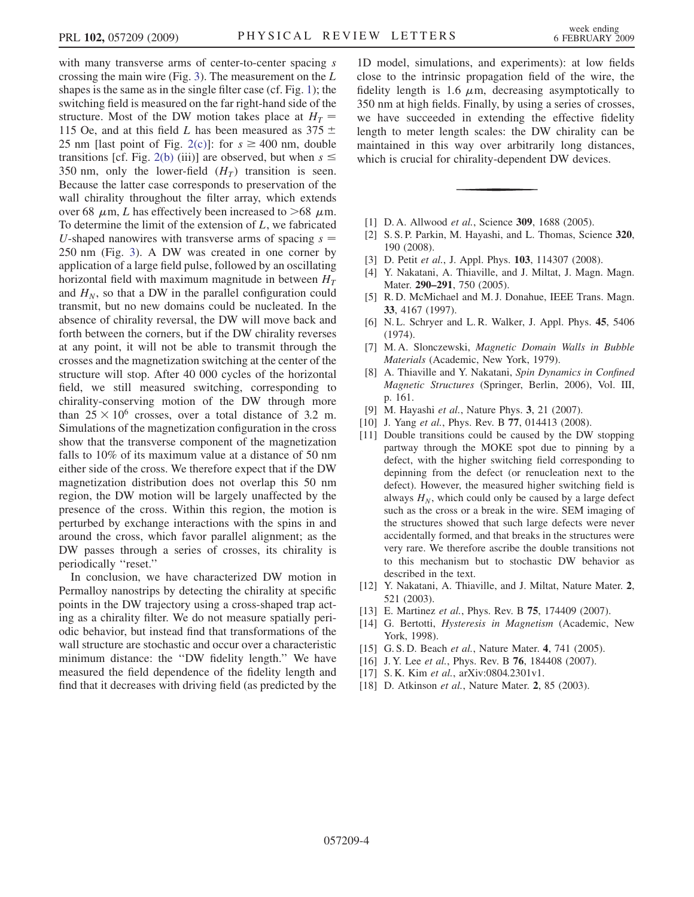with many transverse arms of center-to-center spacing $s$ crossing the main wire (Fig. 3). The measurement on the $L$ shapes is the same as in the single filter case (cf. Fig. 1); the switching field is measured on the far right-hand side of the structure. Most of the DW motion takes place at $H_T = 115$ Oe, and at this field $L$ has been measured as $375 \pm 25$ nm [last point of Fig. 2(c)]: for $s \geq 400$ nm, double transitions [cf. Fig. 2(b) (iii)] are observed, but when $s \leq 350$ nm, only the lower-field ($H_T$) transition is seen. Because the latter case corresponds to preservation of the wall chirality throughout the filter array, which extends over 68 $\mu$m, $L$ has effectively been increased to $>68$ $\mu$m. To determine the limit of the extension of $L$, we fabricated $U$-shaped nanowires with transverse arms of spacing $s = 250$ nm (Fig. 3). A DW was created in one corner by application of a large field pulse, followed by an oscillating horizontal field with maximum magnitude in between $H_T$ and $H_N$, so that a DW in the parallel configuration could transmit, but no new domains could be nucleated. In the absence of chirality reversal, the DW will move back and forth between the corners, but if the DW chirality reverses at any point, it will not be able to transmit through the crosses and the magnetization switching at the center of the structure will stop. After 40 000 cycles of the horizontal field, we still measured switching, corresponding to chirality-conserving motion of the DW through more than $25 \times 10^6$ crosses, over a total distance of 3.2 m. Simulations of the magnetization configuration in the cross show that the transverse component of the magnetization falls to 10% of its maximum value at a distance of 50 nm either side of the cross. We therefore expect that if the DW magnetization distribution does not overlap this 50 nm region, the DW motion will be largely unaffected by the presence of the cross. Within this region, the motion is perturbed by exchange interactions with the spins in and around the cross, which favor parallel alignment; as the DW passes through a series of crosses, its chirality is periodically "reset."

In conclusion, we have characterized DW motion in Permalloy nanostrips by detecting the chirality at specific points in the DW trajectory using a cross-shaped trap acting as a chirality filter. We do not measure spatially periodic behavior, but instead find that transformations of the wall structure are stochastic and occur over a characteristic minimum distance: the "DW fidelity length." We have measured the field dependence of the fidelity length and find that it decreases with driving field (as predicted by the 1D model, simulations, and experiments): at low fields close to the intrinsic propagation field of the wire, the fidelity length is 1.6 $\mu$m, decreasing asymptotically to 350 nm at high fields. Finally, by using a series of crosses, we have succeeded in extending the effective fidelity length to meter length scales: the DW chirality can be maintained in this way over arbitrarily long distances, which is crucial for chirality-dependent DW devices.

---

[1] D. A. Allwood *et al.*, Science **309**, 1688 (2005).

[2] S. S. P. Parkin, M. Hayashi, and L. Thomas, Science **320**, 190 (2008).

[3] D. Petit *et al.*, J. Appl. Phys. **103**, 114307 (2008).

[4] Y. Nakatani, A. Thiaville, and J. Miltat, J. Magn. Magn. Mater. **290–291**, 750 (2005).

[5] R. D. McMichael and M. J. Donahue, IEEE Trans. Magn. **33**, 4167 (1997).

[6] N. L. Schryer and L. R. Walker, J. Appl. Phys. **45**, 5406 (1974).

[7] M. A. Slonczewski, *Magnetic Domain Walls in Bubble Materials* (Academic, New York, 1979).

[8] A. Thiaville and Y. Nakatani, *Spin Dynamics in Confined Magnetic Structures* (Springer, Berlin, 2006), Vol. III, p. 161.

[9] M. Hayashi *et al.*, Nature Phys. **3**, 21 (2007).

[10] J. Yang *et al.*, Phys. Rev. B **77**, 014413 (2008).

[11] Double transitions could be caused by the DW stopping partway through the MOKE spot due to pinning by a defect, with the higher switching field corresponding to depinning from the defect (or renucleation next to the defect). However, the measured higher switching field is always $H_N$, which could only be caused by a large defect such as the cross or a break in the wire. SEM imaging of the structures showed that such large defects were never accidentally formed, and that breaks in the structures were very rare. We therefore ascribe the double transitions not to this mechanism but to stochastic DW behavior as described in the text.

[12] Y. Nakatani, A. Thiaville, and J. Miltat, Nature Mater. **2**, 521 (2003).

[13] E. Martinez *et al.*, Phys. Rev. B **75**, 174409 (2007).

[14] G. Bertotti, *Hysteresis in Magnetism* (Academic, New York, 1998).

[15] G. S. D. Beach *et al.*, Nature Mater. **4**, 741 (2005).

[16] J. Y. Lee *et al.*, Phys. Rev. B **76**, 184408 (2007).

[17] S. K. Kim *et al.*, arXiv:0804.2301v1.

[18] D. Atkinson *et al.*, Nature Mater. **2**, 85 (2003).